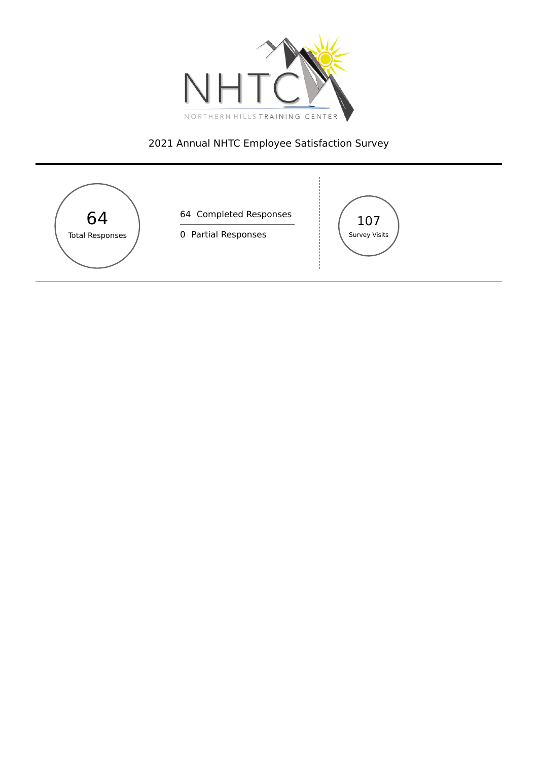NHTC

NORTHERN HILLS TRAINING CENTER

# 2021 Annual NHTC Employee Satisfaction Survey

**64**
Total Responses

64 Completed Responses

0 Partial Responses

**107**
Survey Visits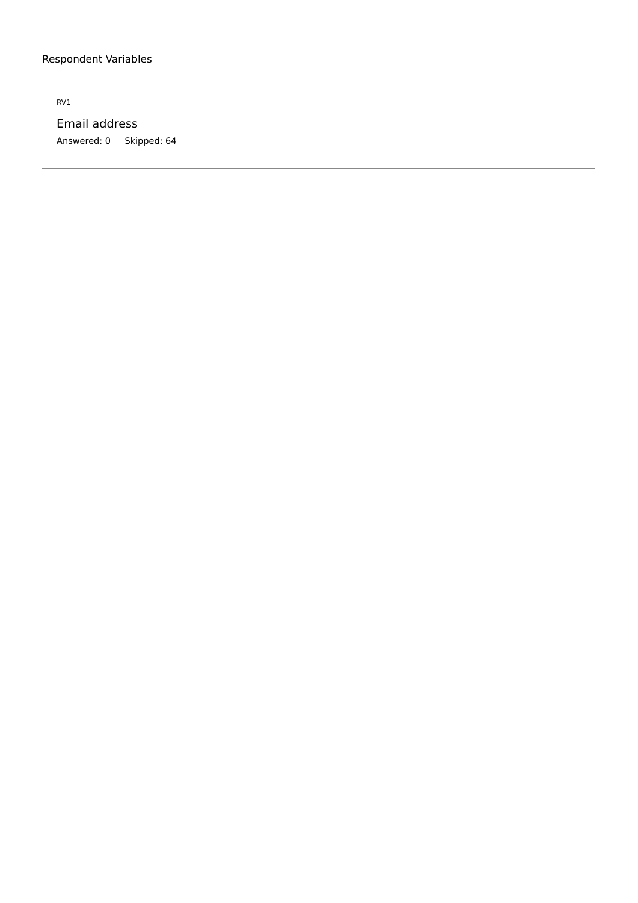## Respondent Variables

RV1

### Email address

Answered: 0    Skipped: 64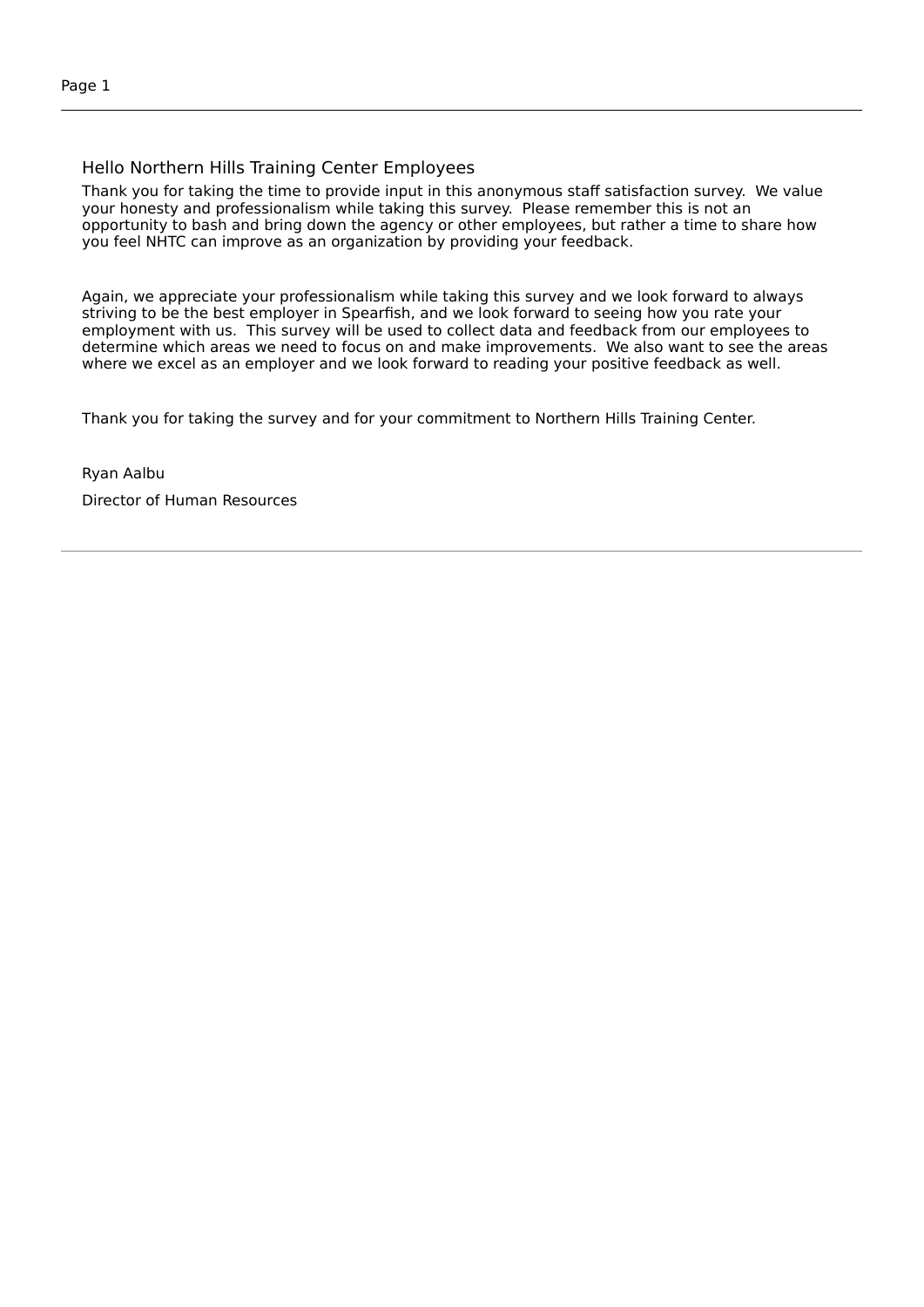## Hello Northern Hills Training Center Employees

Thank you for taking the time to provide input in this anonymous staff satisfaction survey.  We value your honesty and professionalism while taking this survey.  Please remember this is not an opportunity to bash and bring down the agency or other employees, but rather a time to share how you feel NHTC can improve as an organization by providing your feedback.

Again, we appreciate your professionalism while taking this survey and we look forward to always striving to be the best employer in Spearfish, and we look forward to seeing how you rate your employment with us.  This survey will be used to collect data and feedback from our employees to determine which areas we need to focus on and make improvements.  We also want to see the areas where we excel as an employer and we look forward to reading your positive feedback as well.

Thank you for taking the survey and for your commitment to Northern Hills Training Center.

Ryan Aalbu

Director of Human Resources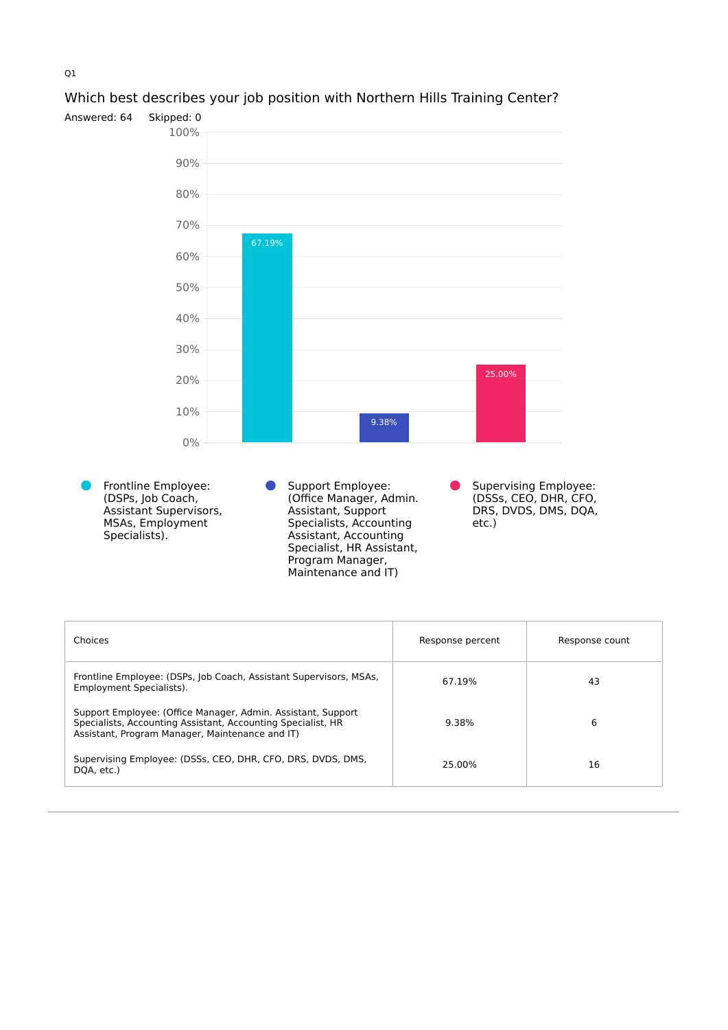Q1

## Which best describes your job position with Northern Hills Training Center?

Answered: 64    Skipped: 0

| Choices | Response percent | Response count |
|---|---|---|
| Frontline Employee: (DSPs, Job Coach, Assistant Supervisors, MSAs, Employment Specialists). | 67.19% | 43 |
| Support Employee: (Office Manager, Admin. Assistant, Support Specialists, Accounting Assistant, Accounting Specialist, HR Assistant, Program Manager, Maintenance and IT) | 9.38% | 6 |
| Supervising Employee: (DSSs, CEO, DHR, CFO, DRS, DVDS, DMS, DQA, etc.) | 25.00% | 16 |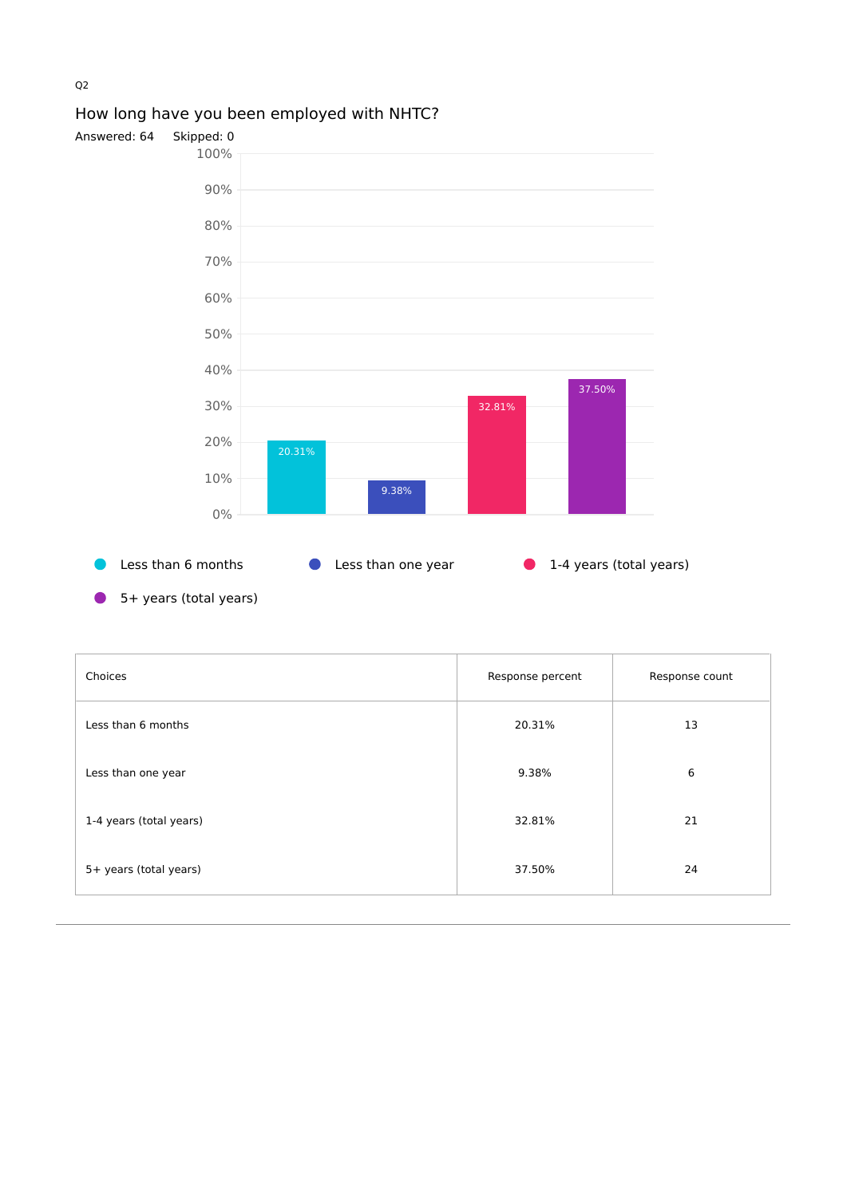Q2

## How long have you been employed with NHTC?

Answered: 64 Skipped: 0

| Choices | Response percent | Response count |
|---|---|---|
| Less than 6 months | 20.31% | 13 |
| Less than one year | 9.38% | 6 |
| 1-4 years (total years) | 32.81% | 21 |
| 5+ years (total years) | 37.50% | 24 |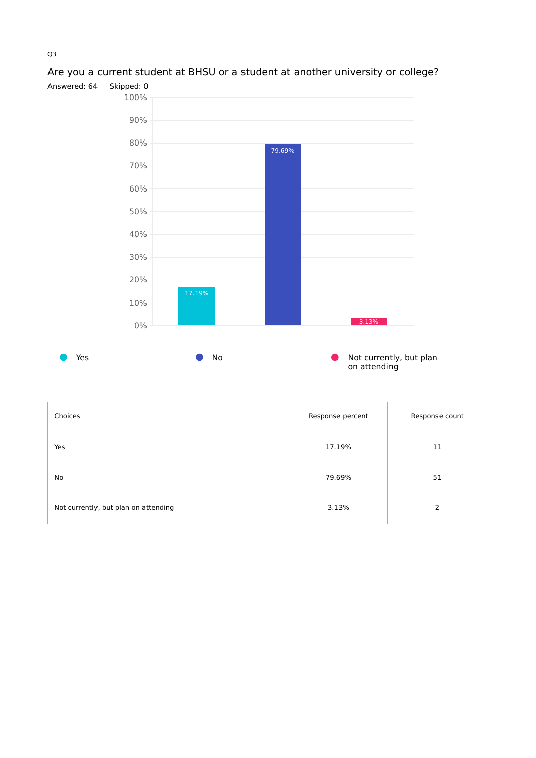Q3

## Are you a current student at BHSU or a student at another university or college?

Answered: 64    Skipped: 0

| Choices | Response percent | Response count |
|---|---|---|
| Yes | 17.19% | 11 |
| No | 79.69% | 51 |
| Not currently, but plan on attending | 3.13% | 2 |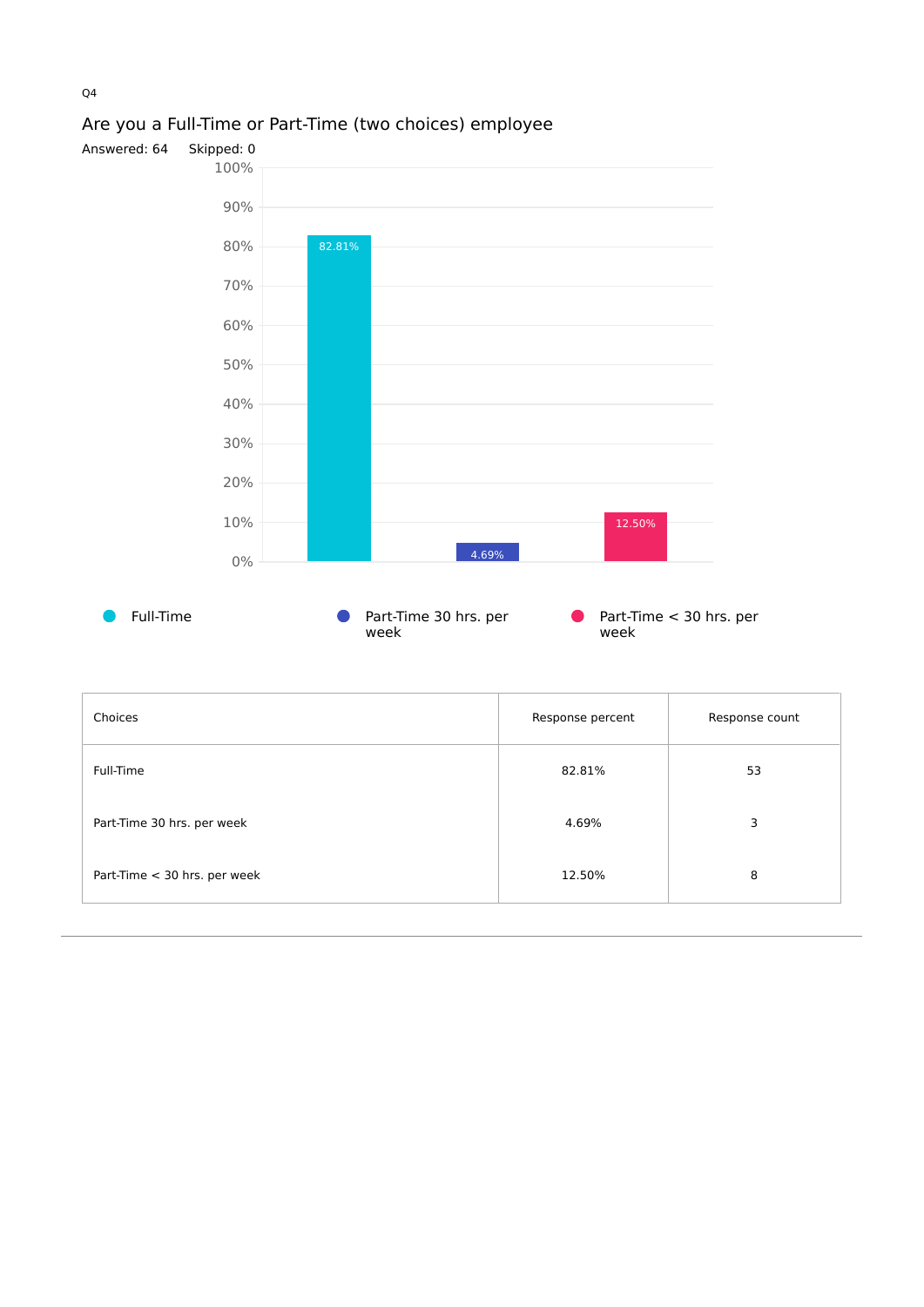Q4

## Are you a Full-Time or Part-Time (two choices) employee

Answered: 64 Skipped: 0

| Choices | Response percent | Response count |
|---|---|---|
| Full-Time | 82.81% | 53 |
| Part-Time 30 hrs. per week | 4.69% | 3 |
| Part-Time < 30 hrs. per week | 12.50% | 8 |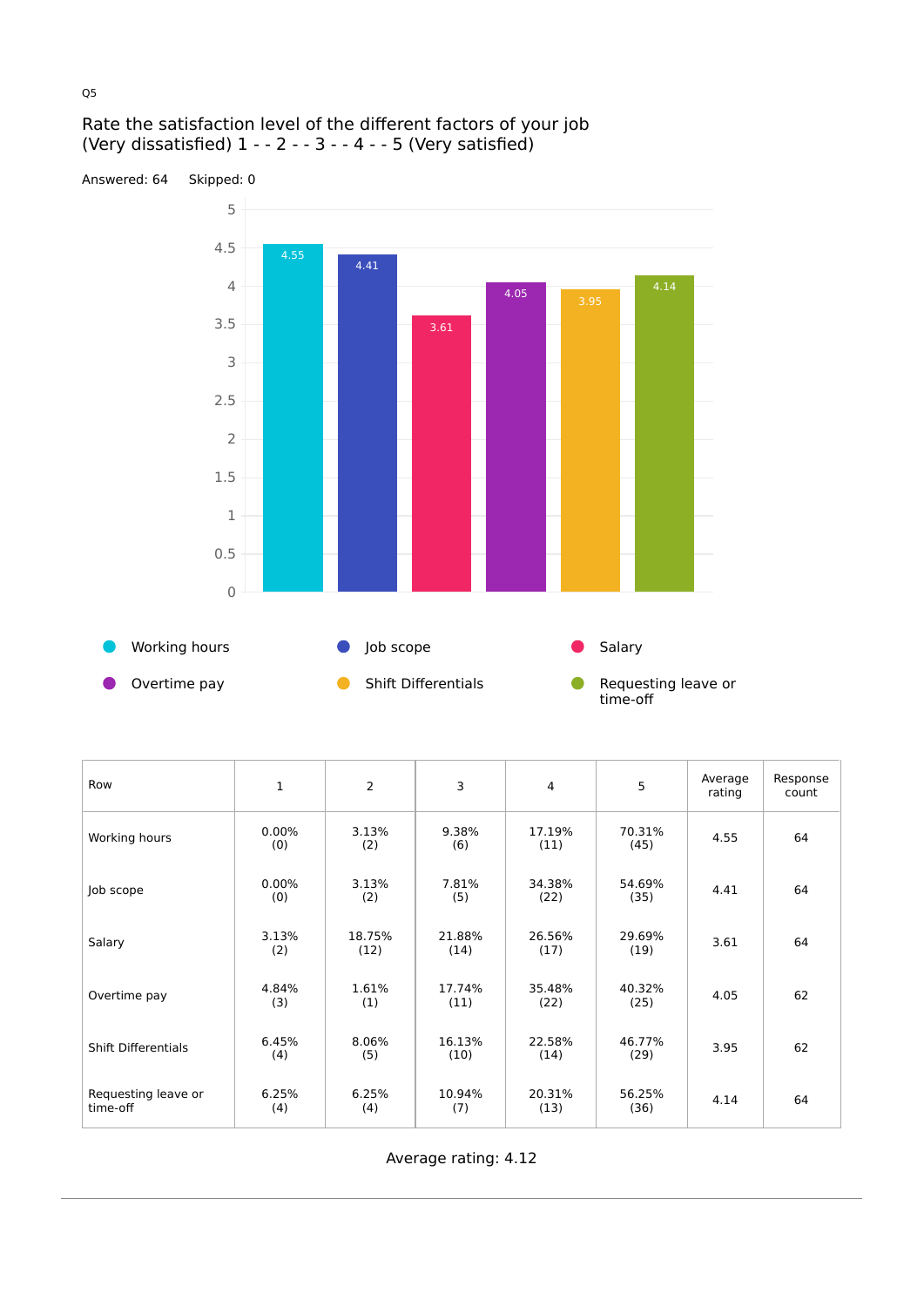Q5

## Rate the satisfaction level of the different factors of your job (Very dissatisfied) 1 - - 2 - - 3 - - 4 - - 5 (Very satisfied)

Answered: 64 Skipped: 0

| Row | 1 | 2 | 3 | 4 | 5 | Average rating | Response count |
|---|---|---|---|---|---|---|---|
| Working hours | 0.00% (0) | 3.13% (2) | 9.38% (6) | 17.19% (11) | 70.31% (45) | 4.55 | 64 |
| Job scope | 0.00% (0) | 3.13% (2) | 7.81% (5) | 34.38% (22) | 54.69% (35) | 4.41 | 64 |
| Salary | 3.13% (2) | 18.75% (12) | 21.88% (14) | 26.56% (17) | 29.69% (19) | 3.61 | 64 |
| Overtime pay | 4.84% (3) | 1.61% (1) | 17.74% (11) | 35.48% (22) | 40.32% (25) | 4.05 | 62 |
| Shift Differentials | 6.45% (4) | 8.06% (5) | 16.13% (10) | 22.58% (14) | 46.77% (29) | 3.95 | 62 |
| Requesting leave or time-off | 6.25% (4) | 6.25% (4) | 10.94% (7) | 20.31% (13) | 56.25% (36) | 4.14 | 64 |

Average rating: 4.12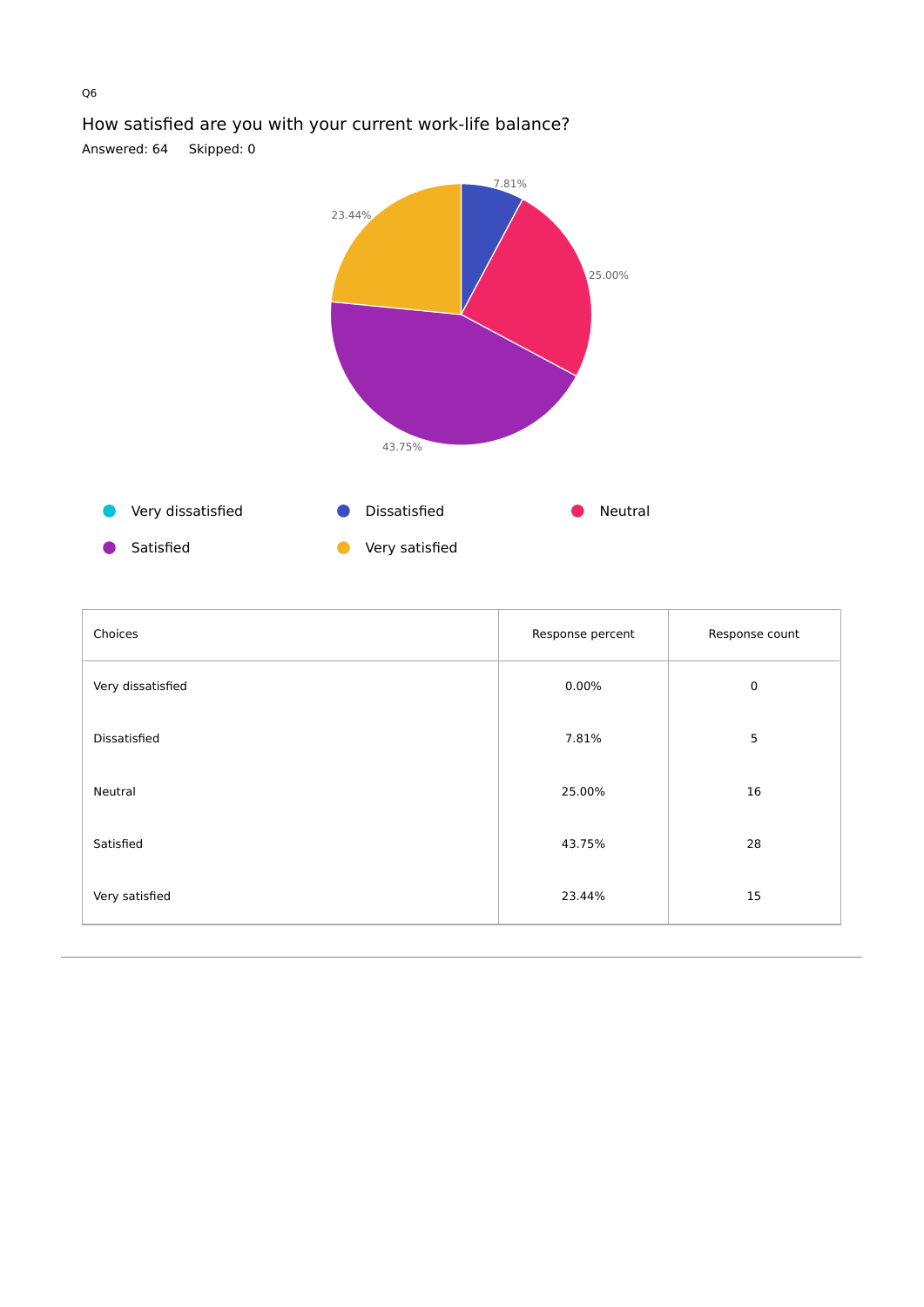Q6

## How satisfied are you with your current work-life balance?

Answered: 64    Skipped: 0

| Choices | Response percent | Response count |
|---|---|---|
| Very dissatisfied | 0.00% | 0 |
| Dissatisfied | 7.81% | 5 |
| Neutral | 25.00% | 16 |
| Satisfied | 43.75% | 28 |
| Very satisfied | 23.44% | 15 |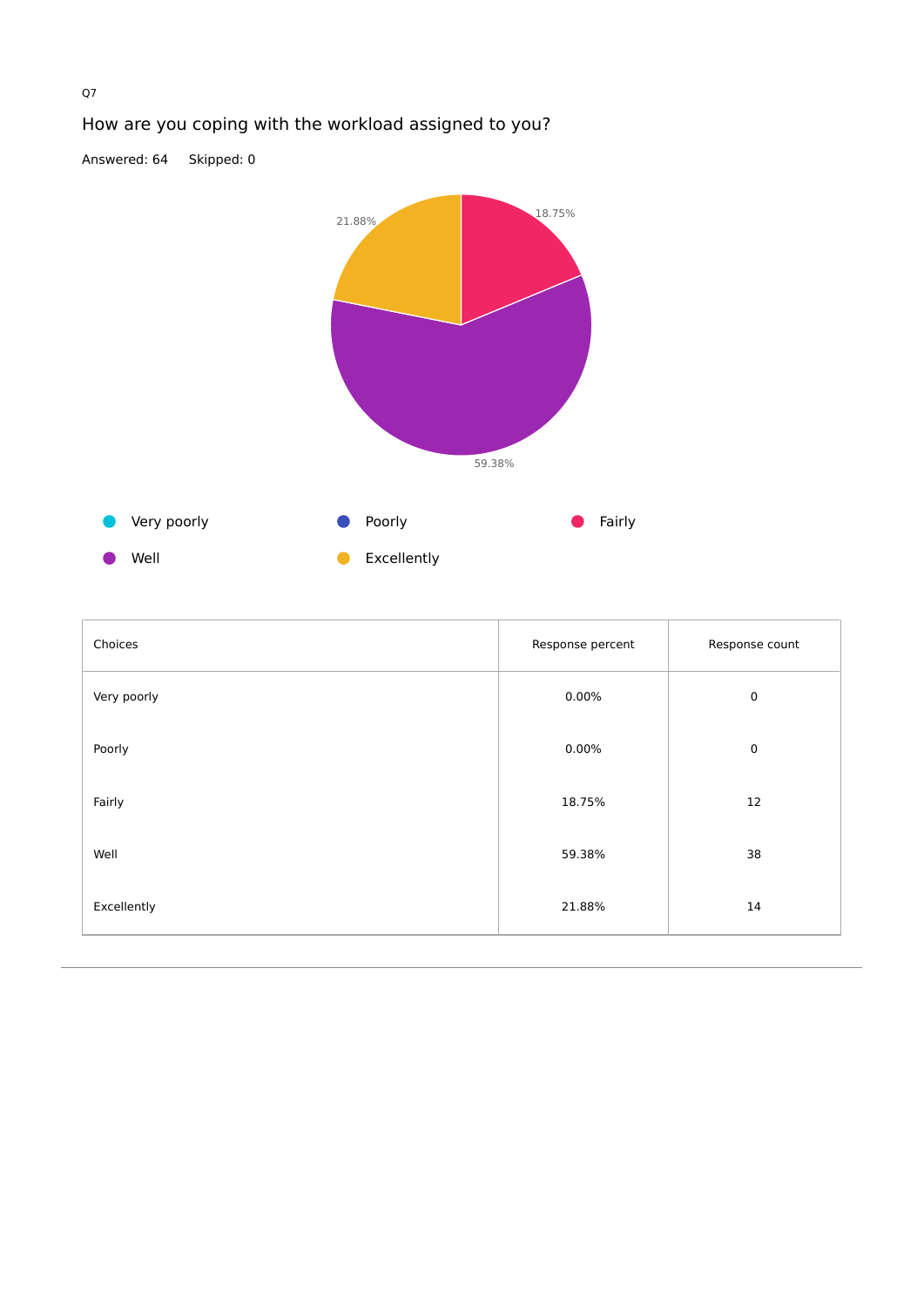Q7

## How are you coping with the workload assigned to you?

Answered: 64 Skipped: 0

| Choices | Response percent | Response count |
| --- | --- | --- |
| Very poorly | 0.00% | 0 |
| Poorly | 0.00% | 0 |
| Fairly | 18.75% | 12 |
| Well | 59.38% | 38 |
| Excellently | 21.88% | 14 |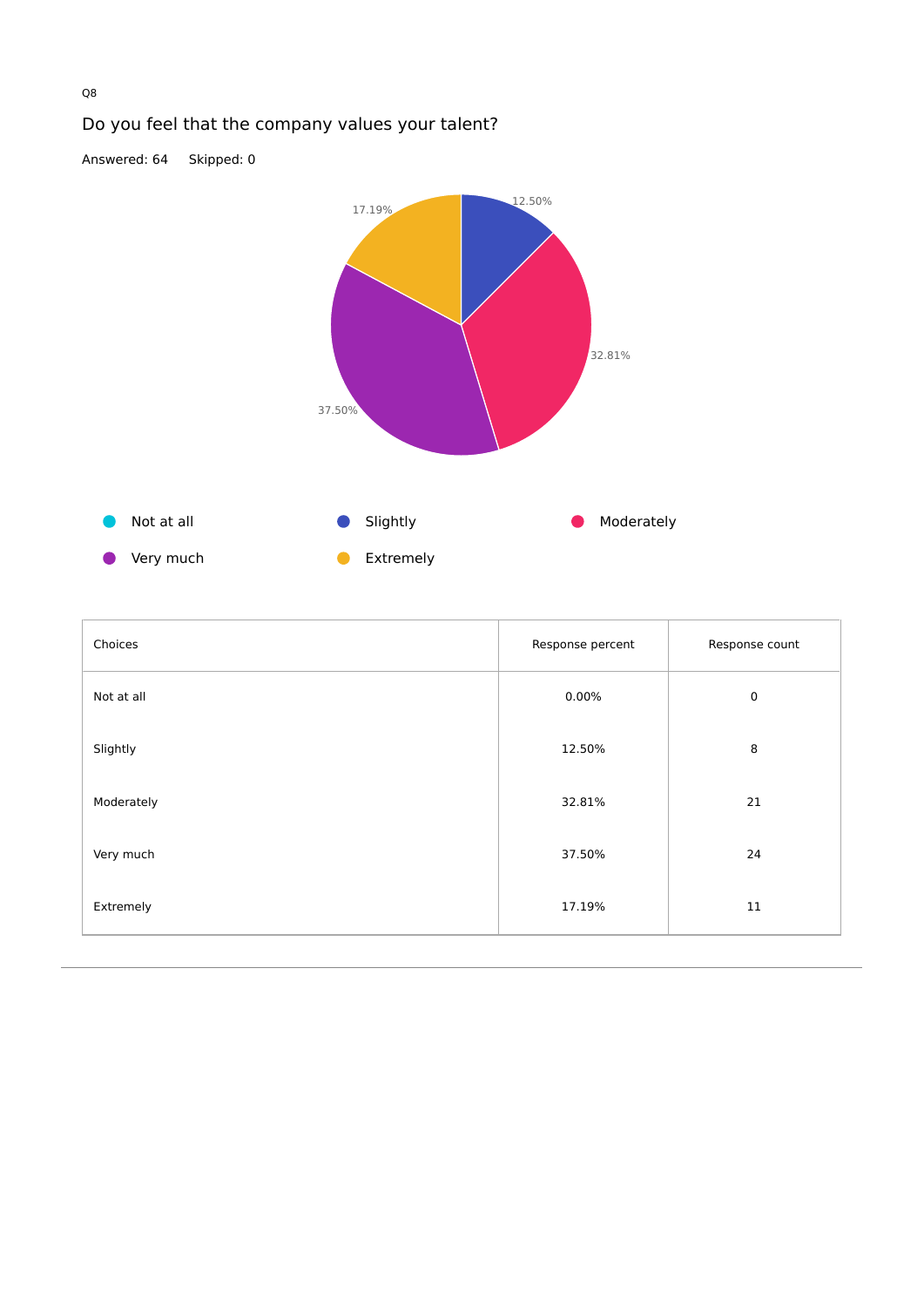Q8

## Do you feel that the company values your talent?

Answered: 64 Skipped: 0

| Choices | Response percent | Response count |
|---|---|---|
| Not at all | 0.00% | 0 |
| Slightly | 12.50% | 8 |
| Moderately | 32.81% | 21 |
| Very much | 37.50% | 24 |
| Extremely | 17.19% | 11 |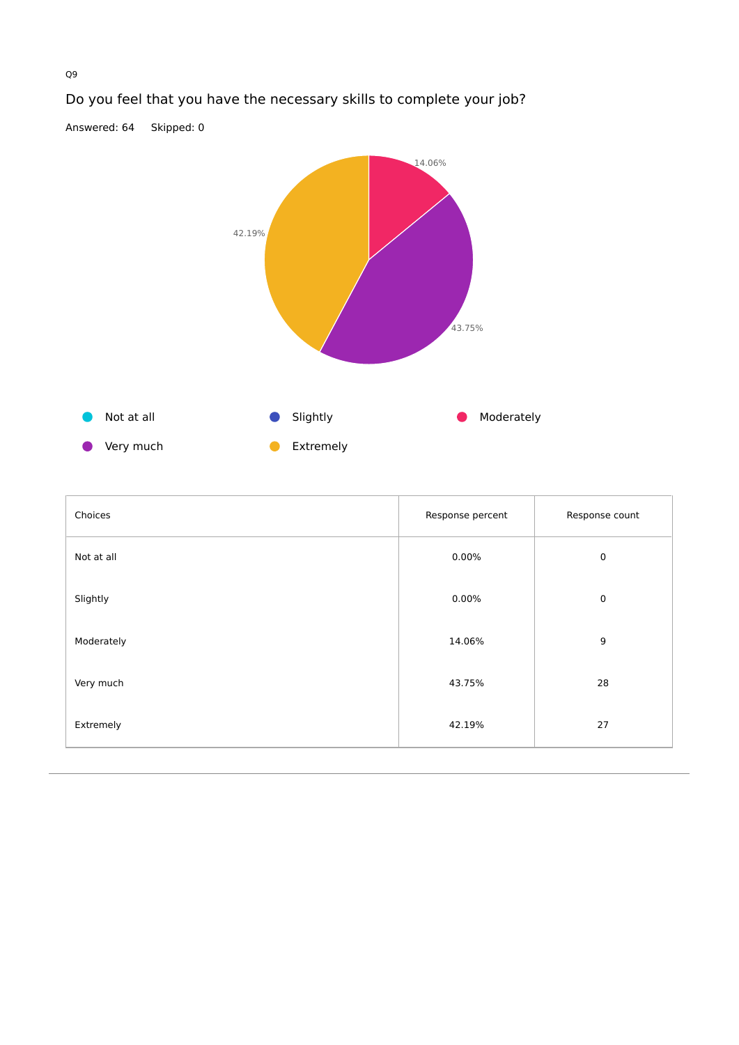Q9

## Do you feel that you have the necessary skills to complete your job?

Answered: 64 Skipped: 0

| Choices | Response percent | Response count |
|---|---|---|
| Not at all | 0.00% | 0 |
| Slightly | 0.00% | 0 |
| Moderately | 14.06% | 9 |
| Very much | 43.75% | 28 |
| Extremely | 42.19% | 27 |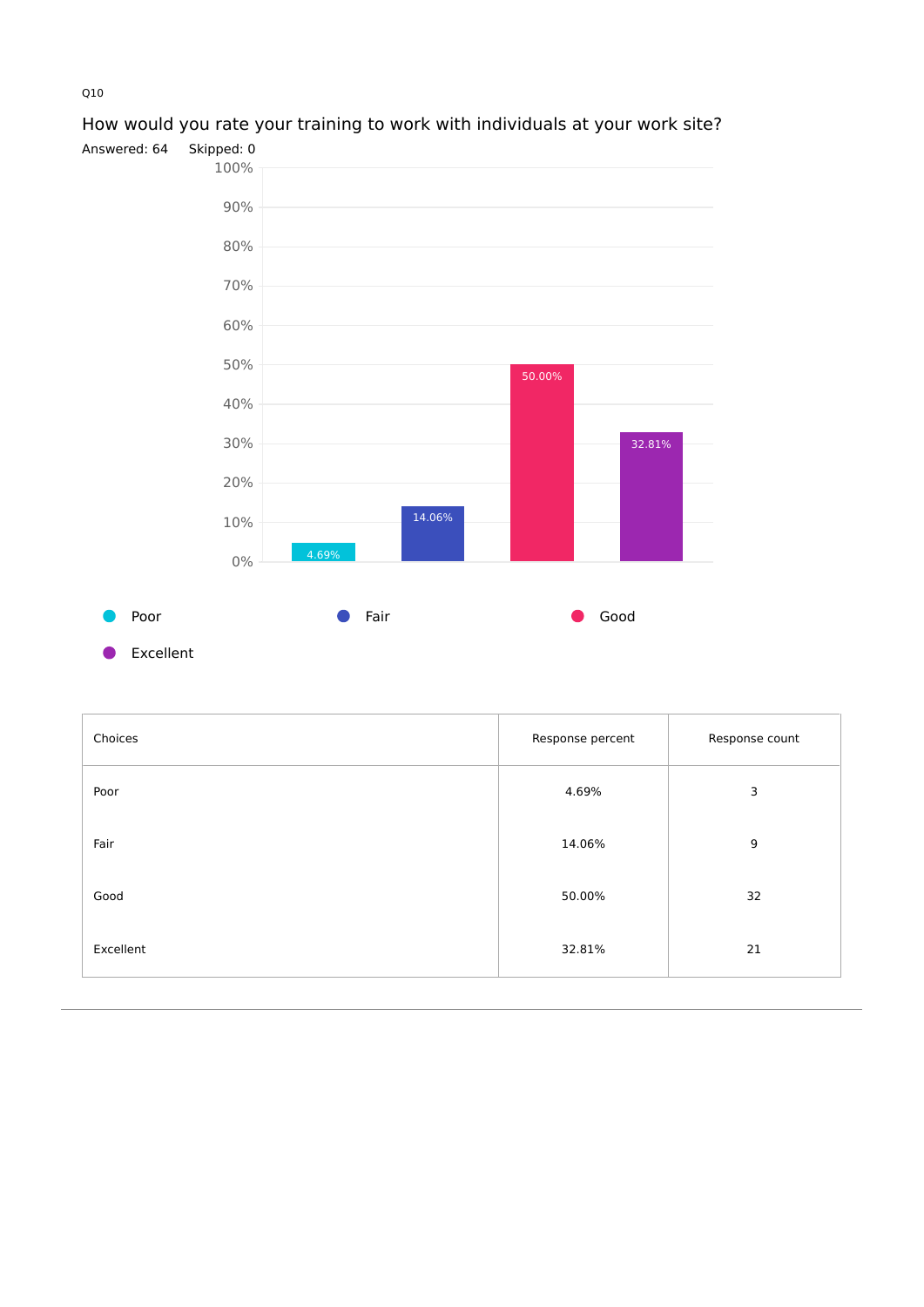Q10

## How would you rate your training to work with individuals at your work site?

Answered: 64 Skipped: 0

| Choices | Response percent | Response count |
|---|---|---|
| Poor | 4.69% | 3 |
| Fair | 14.06% | 9 |
| Good | 50.00% | 32 |
| Excellent | 32.81% | 21 |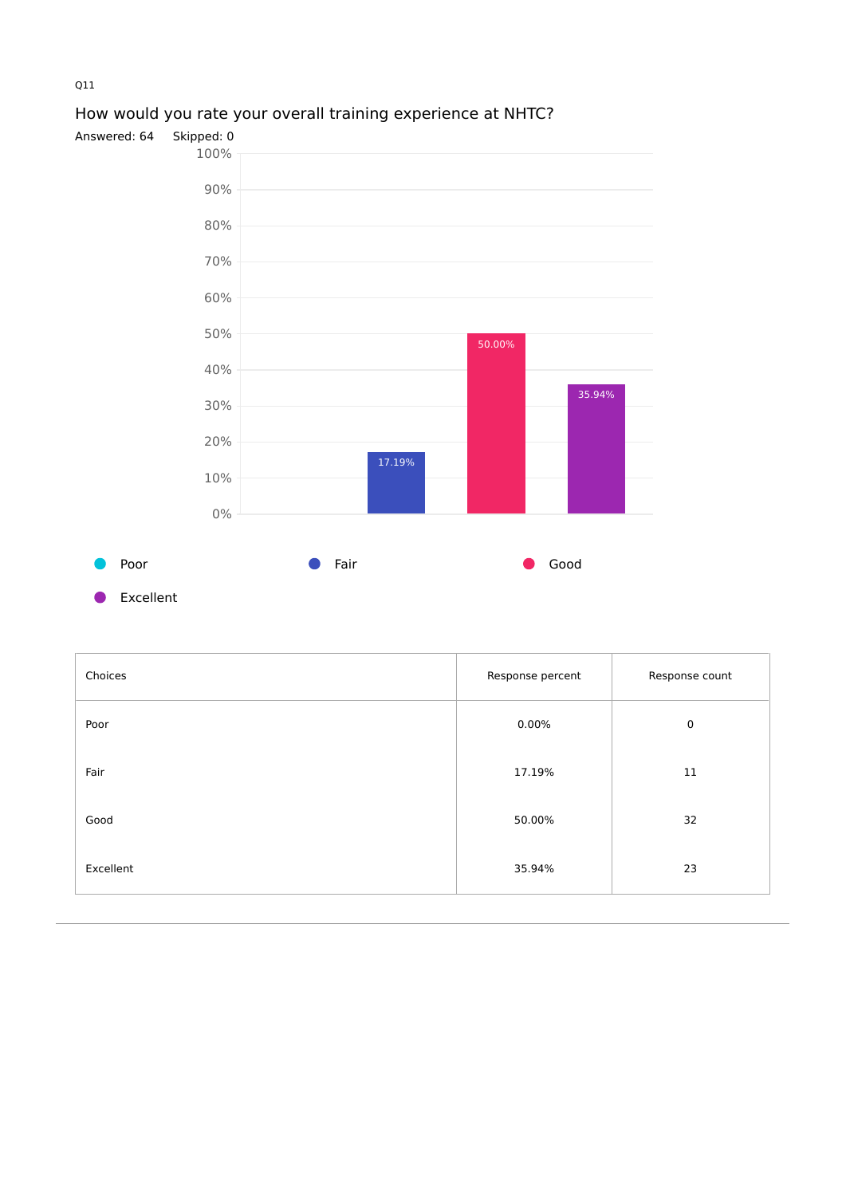Q11

## How would you rate your overall training experience at NHTC?

Answered: 64  Skipped: 0

| Choices | Response percent | Response count |
|---|---|---|
| Poor | 0.00% | 0 |
| Fair | 17.19% | 11 |
| Good | 50.00% | 32 |
| Excellent | 35.94% | 23 |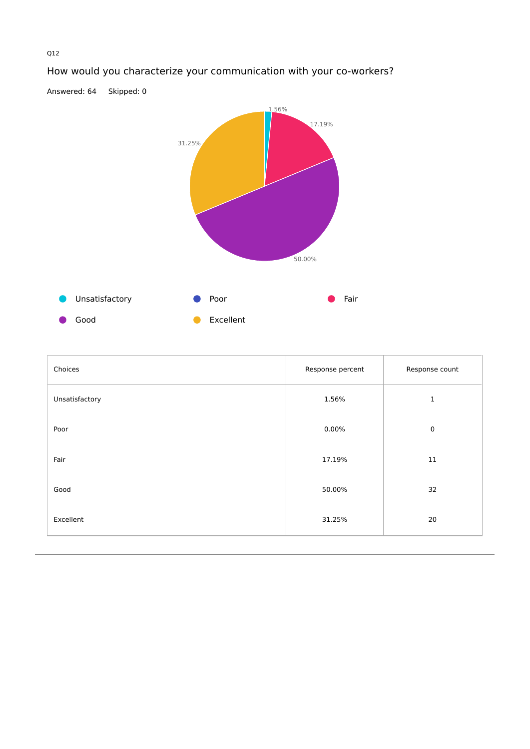Q12

## How would you characterize your communication with your co-workers?

Answered: 64 Skipped: 0

| Choices | Response percent | Response count |
|---|---|---|
| Unsatisfactory | 1.56% | 1 |
| Poor | 0.00% | 0 |
| Fair | 17.19% | 11 |
| Good | 50.00% | 32 |
| Excellent | 31.25% | 20 |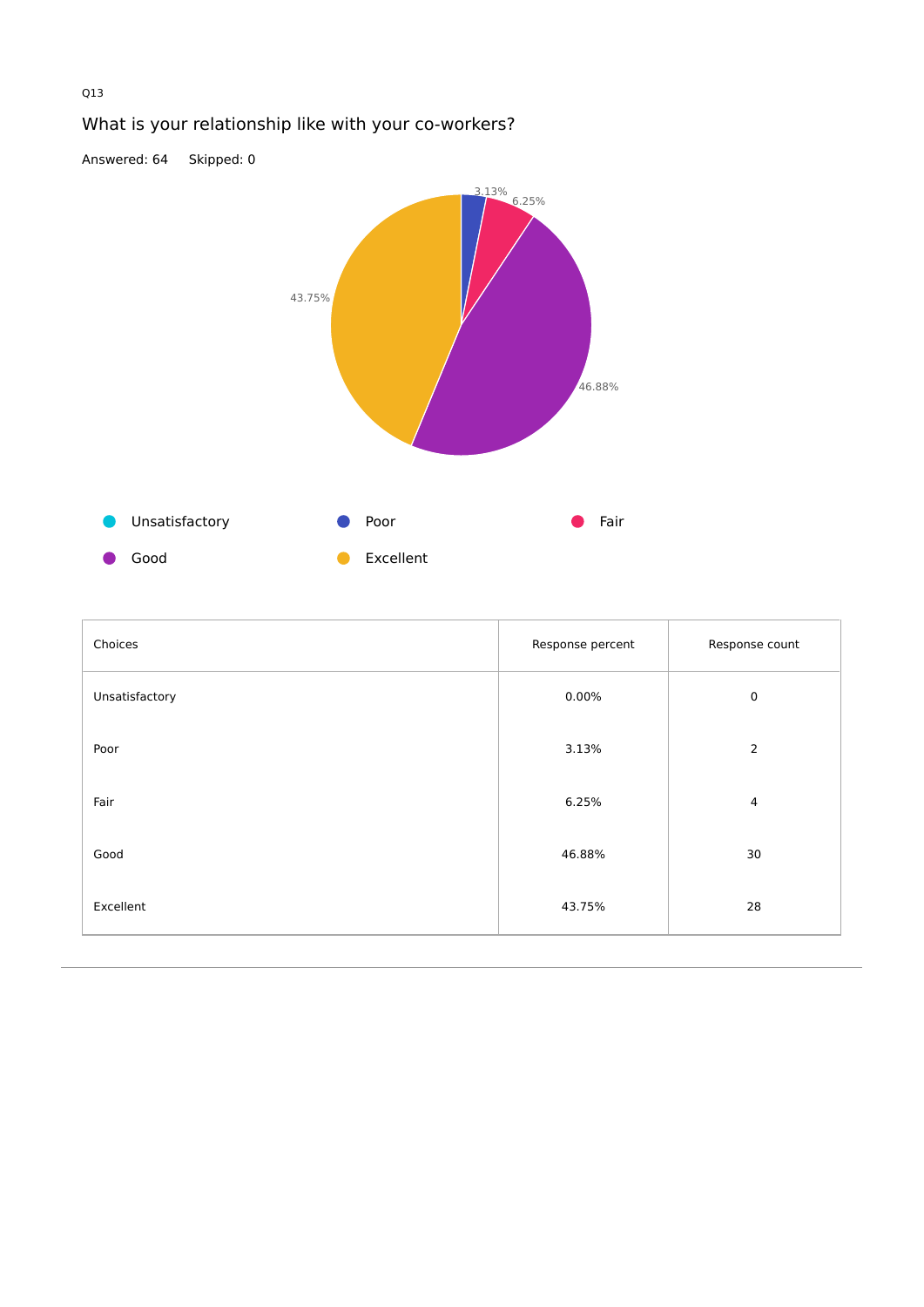Q13

## What is your relationship like with your co-workers?

Answered: 64 Skipped: 0

| Choices | Response percent | Response count |
|---|---|---|
| Unsatisfactory | 0.00% | 0 |
| Poor | 3.13% | 2 |
| Fair | 6.25% | 4 |
| Good | 46.88% | 30 |
| Excellent | 43.75% | 28 |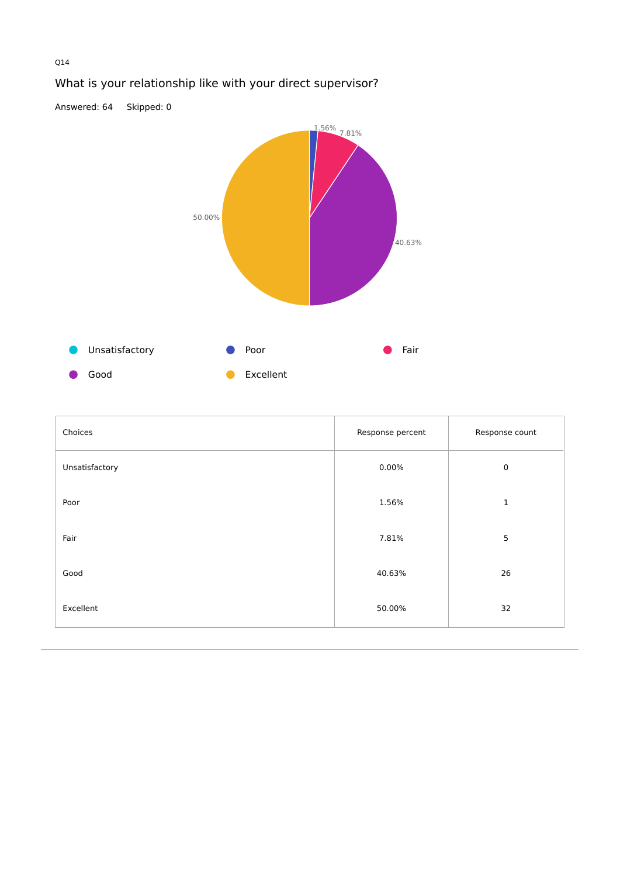Q14

## What is your relationship like with your direct supervisor?

Answered: 64 Skipped: 0

| Choices | Response percent | Response count |
|---|---|---|
| Unsatisfactory | 0.00% | 0 |
| Poor | 1.56% | 1 |
| Fair | 7.81% | 5 |
| Good | 40.63% | 26 |
| Excellent | 50.00% | 32 |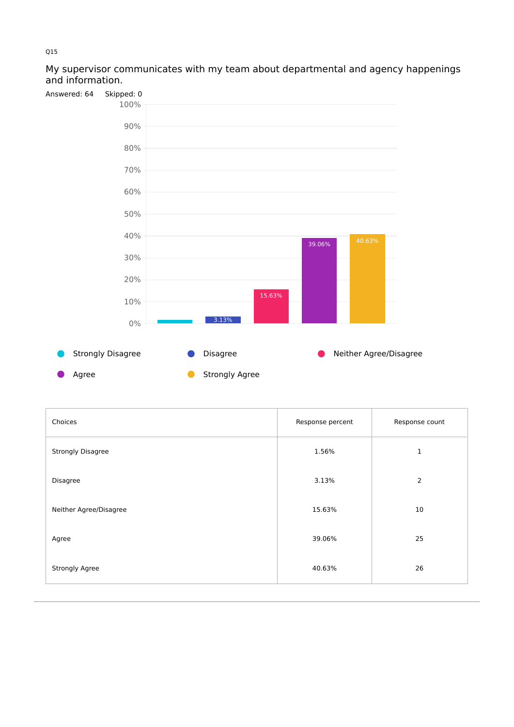Q15

## My supervisor communicates with my team about departmental and agency happenings and information.

Answered: 64 Skipped: 0

| Choices | Response percent | Response count |
|---|---|---|
| Strongly Disagree | 1.56% | 1 |
| Disagree | 3.13% | 2 |
| Neither Agree/Disagree | 15.63% | 10 |
| Agree | 39.06% | 25 |
| Strongly Agree | 40.63% | 26 |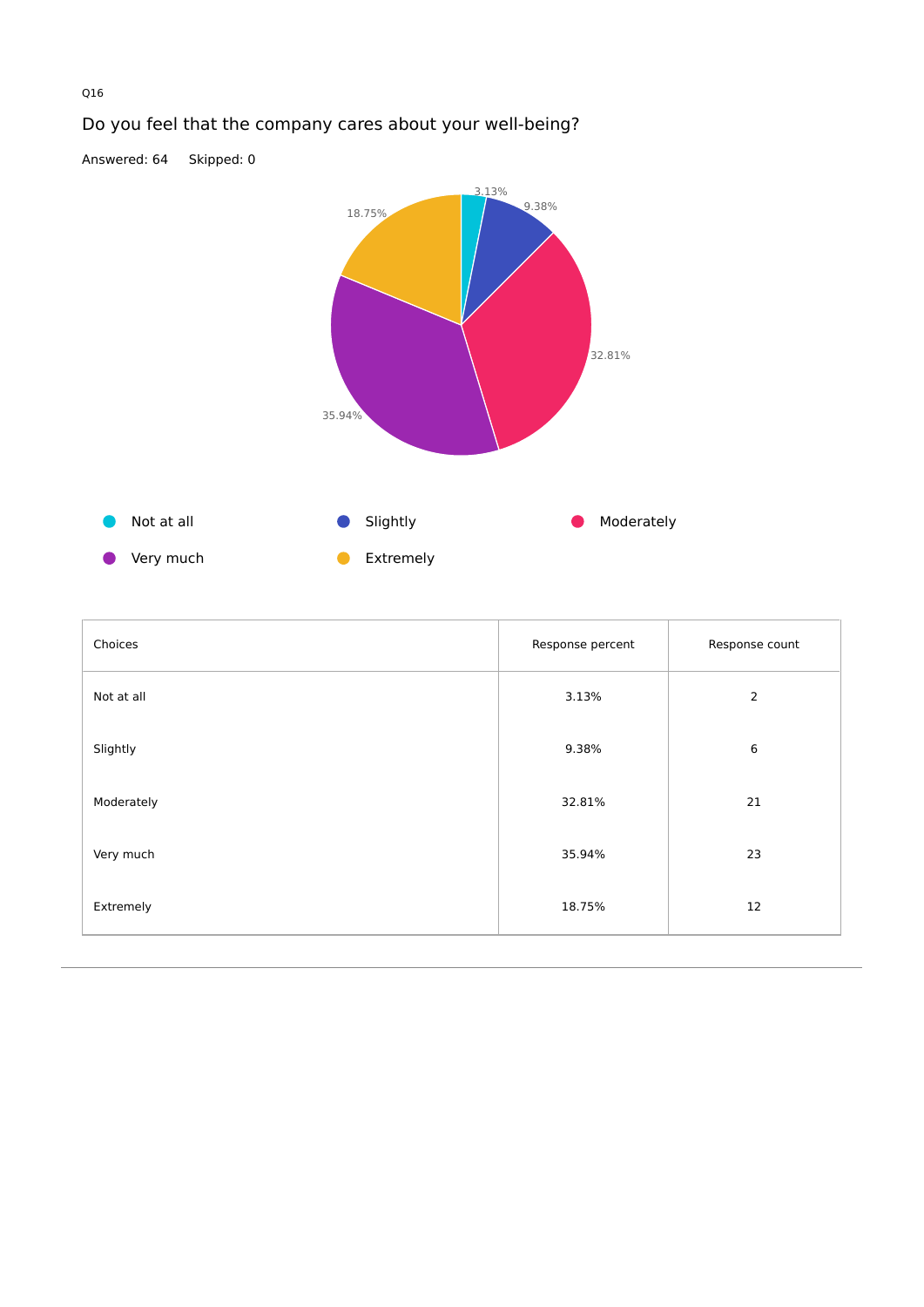Q16

## Do you feel that the company cares about your well-being?

Answered: 64 Skipped: 0

| Choices | Response percent | Response count |
| --- | --- | --- |
| Not at all | 3.13% | 2 |
| Slightly | 9.38% | 6 |
| Moderately | 32.81% | 21 |
| Very much | 35.94% | 23 |
| Extremely | 18.75% | 12 |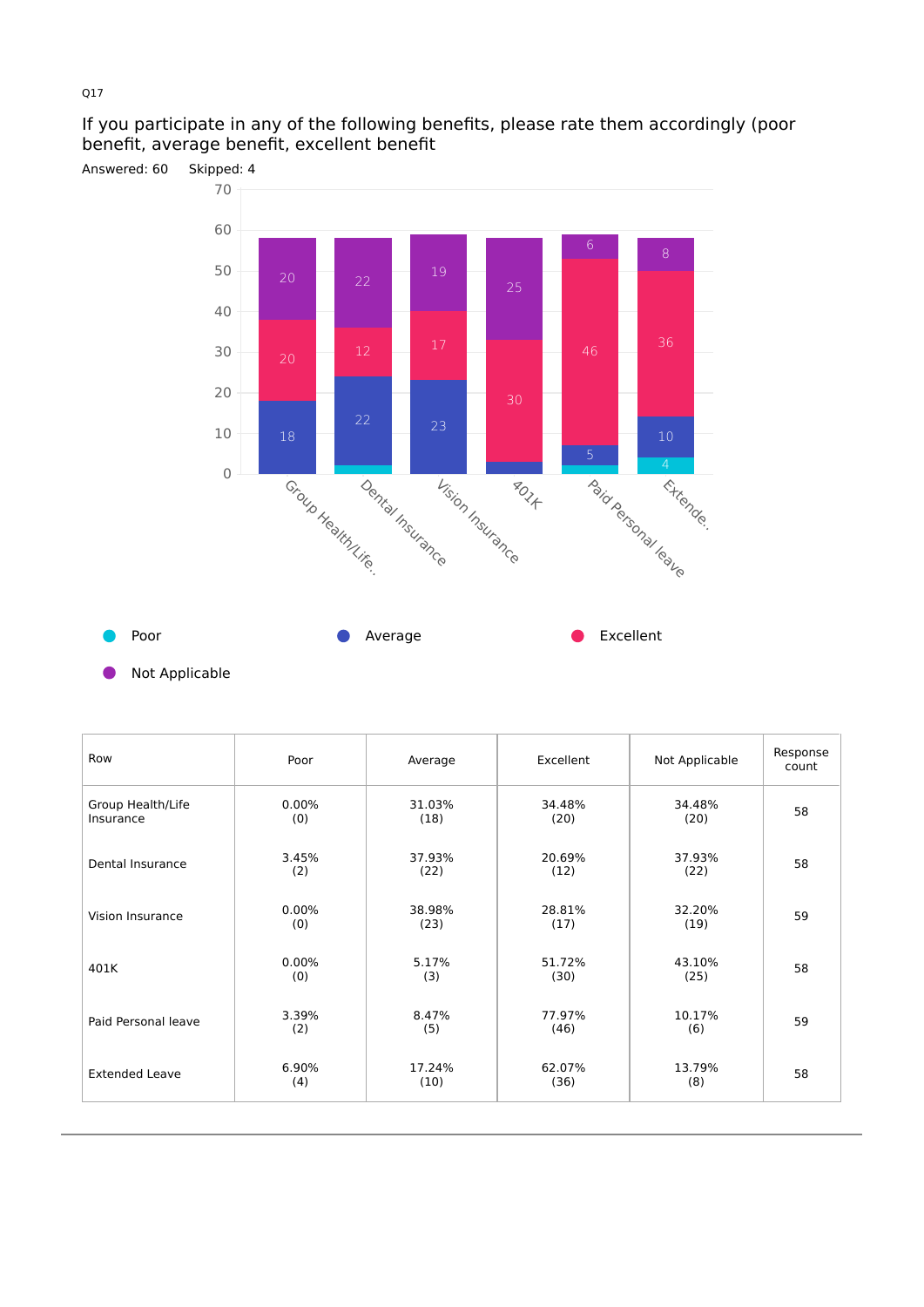Q17

## If you participate in any of the following benefits, please rate them accordingly (poor benefit, average benefit, excellent benefit

Answered: 60    Skipped: 4

| Row | Poor | Average | Excellent | Not Applicable | Response count |
|---|---|---|---|---|---|
| Group Health/Life Insurance | 0.00% (0) | 31.03% (18) | 34.48% (20) | 34.48% (20) | 58 |
| Dental Insurance | 3.45% (2) | 37.93% (22) | 20.69% (12) | 37.93% (22) | 58 |
| Vision Insurance | 0.00% (0) | 38.98% (23) | 28.81% (17) | 32.20% (19) | 59 |
| 401K | 0.00% (0) | 5.17% (3) | 51.72% (30) | 43.10% (25) | 58 |
| Paid Personal leave | 3.39% (2) | 8.47% (5) | 77.97% (46) | 10.17% (6) | 59 |
| Extended Leave | 6.90% (4) | 17.24% (10) | 62.07% (36) | 13.79% (8) | 58 |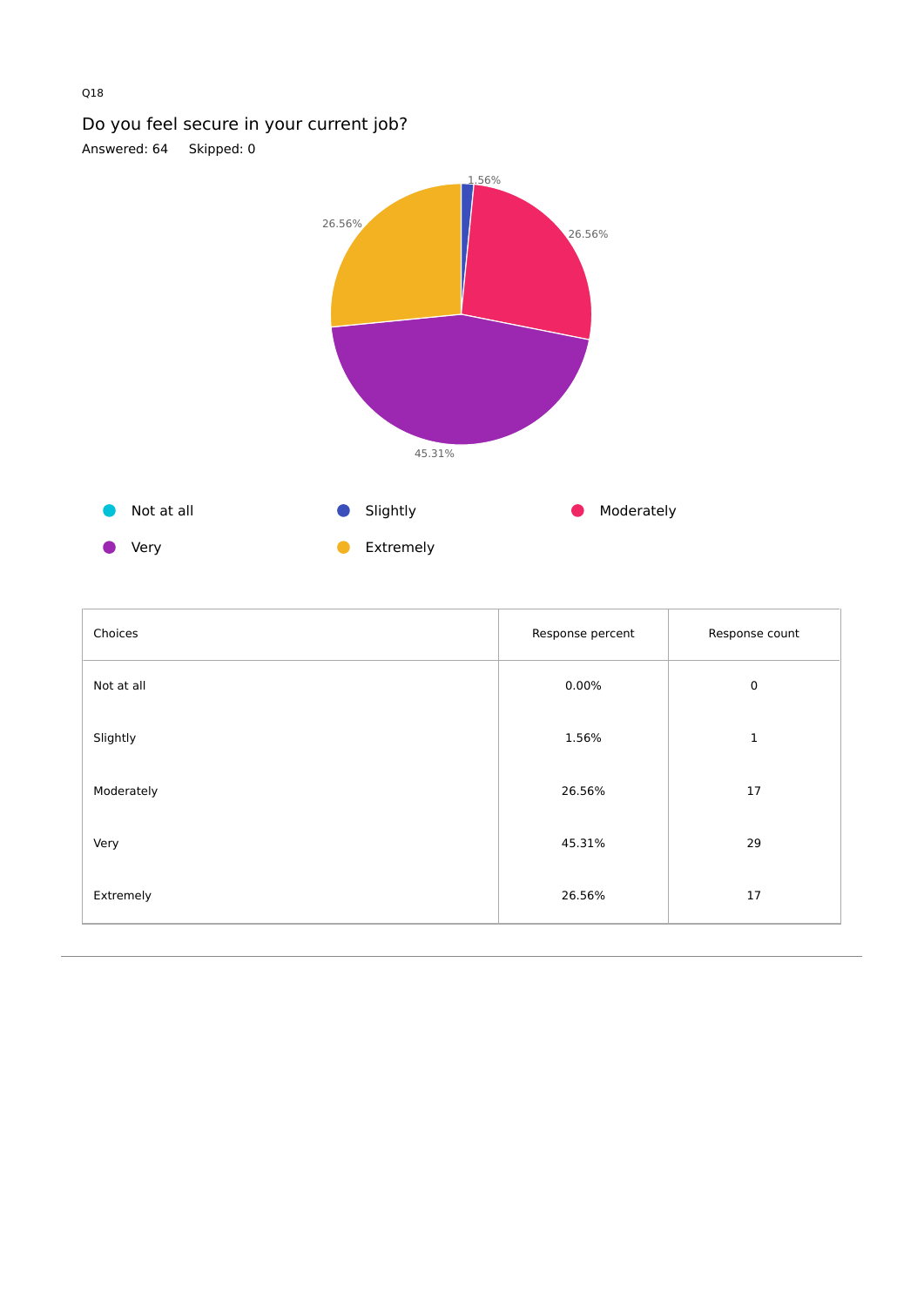Q18

## Do you feel secure in your current job?

Answered: 64    Skipped: 0

| Choices | Response percent | Response count |
|---|---|---|
| Not at all | 0.00% | 0 |
| Slightly | 1.56% | 1 |
| Moderately | 26.56% | 17 |
| Very | 45.31% | 29 |
| Extremely | 26.56% | 17 |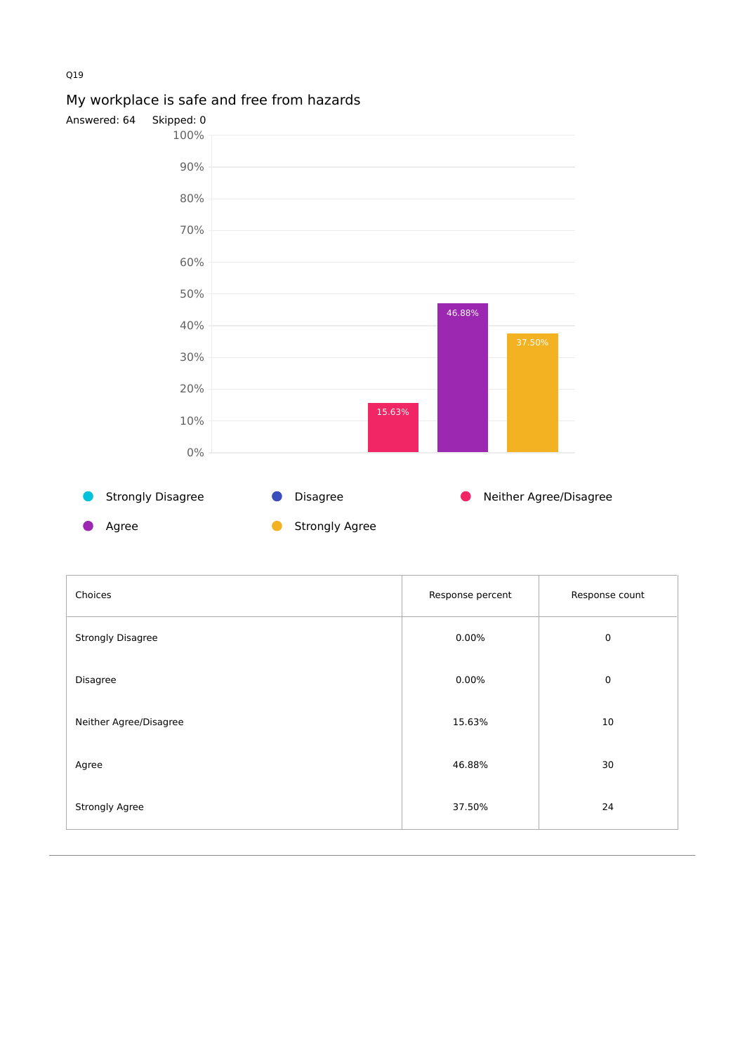Q19

## My workplace is safe and free from hazards

Answered: 64    Skipped: 0

| Choices | Response percent | Response count |
| --- | --- | --- |
| Strongly Disagree | 0.00% | 0 |
| Disagree | 0.00% | 0 |
| Neither Agree/Disagree | 15.63% | 10 |
| Agree | 46.88% | 30 |
| Strongly Agree | 37.50% | 24 |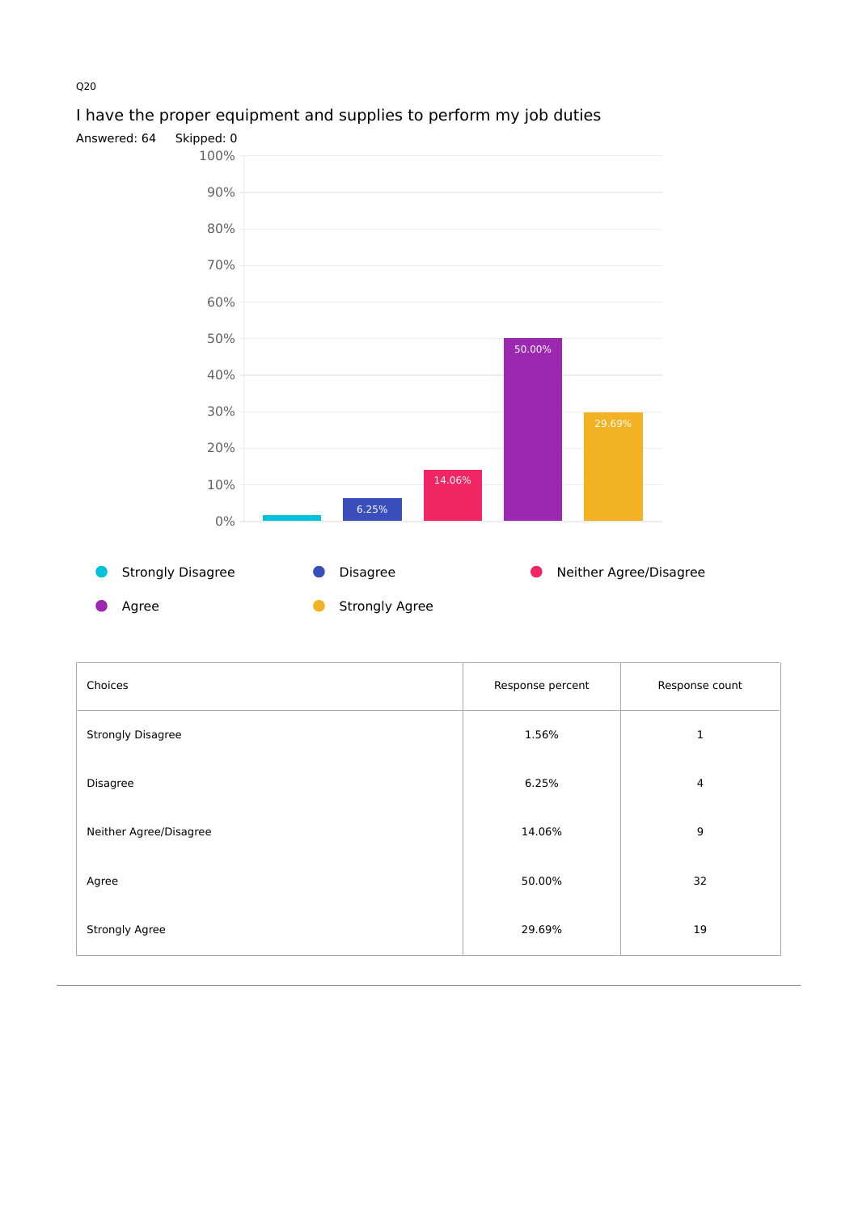Q20

## I have the proper equipment and supplies to perform my job duties

Answered: 64 Skipped: 0

| Choices | Response percent | Response count |
|---|---|---|
| Strongly Disagree | 1.56% | 1 |
| Disagree | 6.25% | 4 |
| Neither Agree/Disagree | 14.06% | 9 |
| Agree | 50.00% | 32 |
| Strongly Agree | 29.69% | 19 |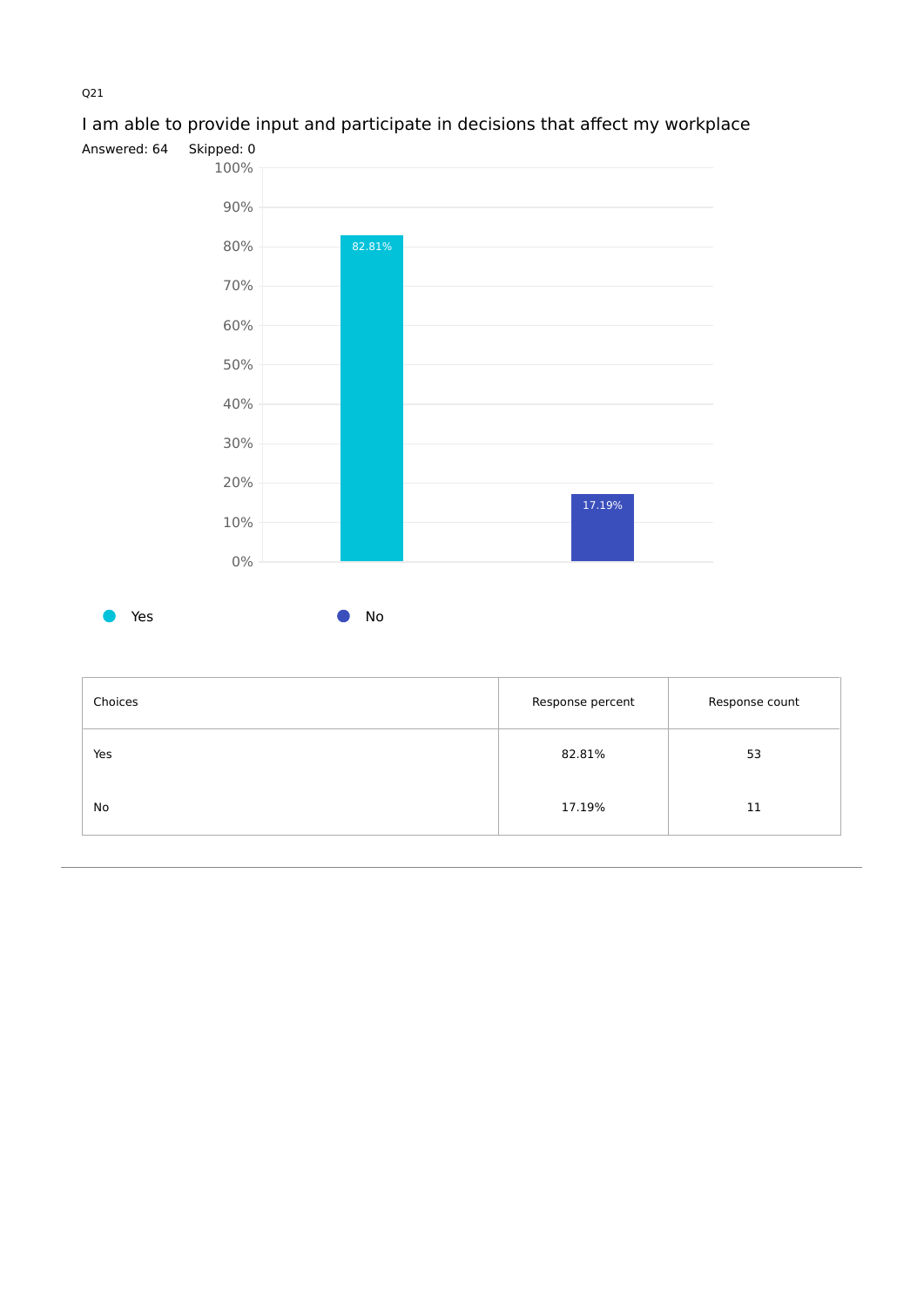Q21

## I am able to provide input and participate in decisions that affect my workplace

Answered: 64 Skipped: 0

| Choices | Response percent | Response count |
| --- | --- | --- |
| Yes | 82.81% | 53 |
| No | 17.19% | 11 |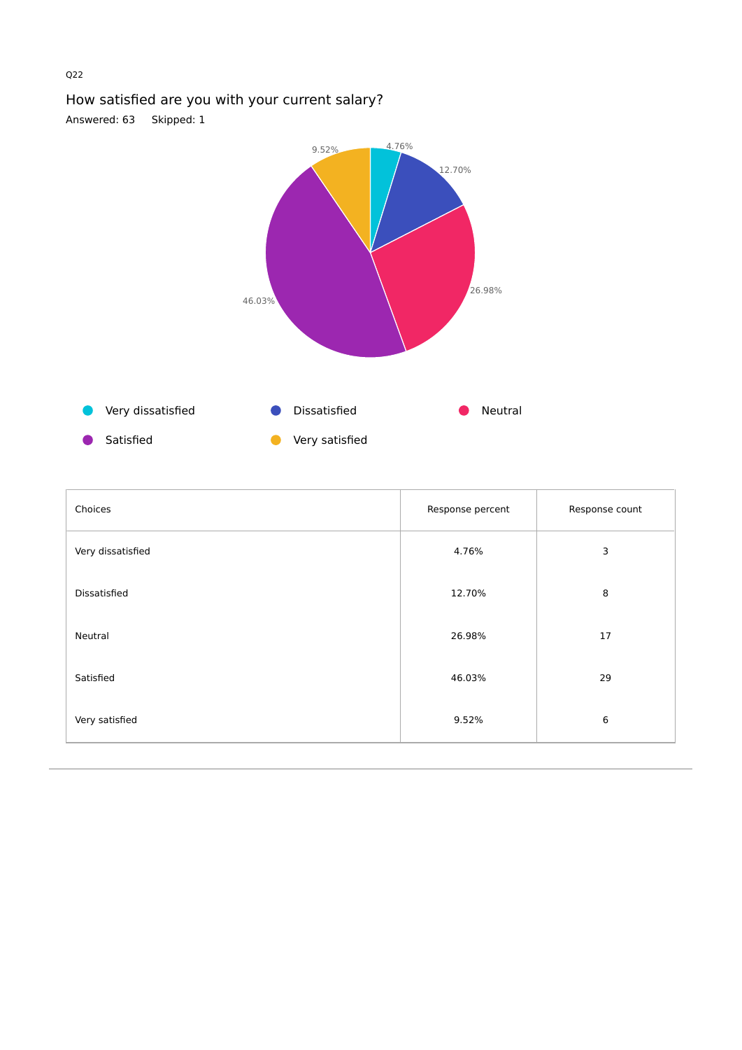Q22

## How satisfied are you with your current salary?

Answered: 63 Skipped: 1

| Choices | Response percent | Response count |
|---|---|---|
| Very dissatisfied | 4.76% | 3 |
| Dissatisfied | 12.70% | 8 |
| Neutral | 26.98% | 17 |
| Satisfied | 46.03% | 29 |
| Very satisfied | 9.52% | 6 |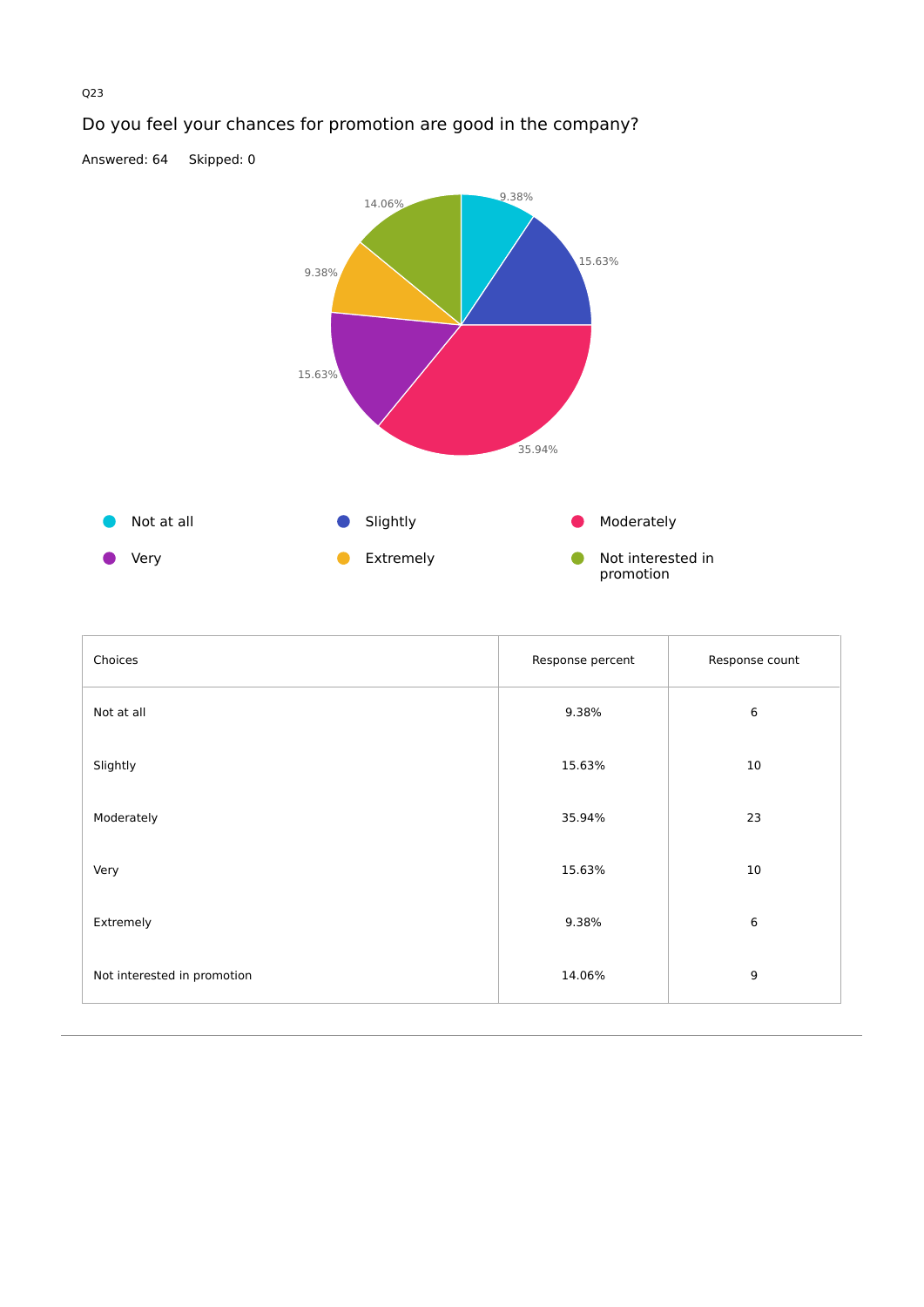Q23

## Do you feel your chances for promotion are good in the company?

Answered: 64 Skipped: 0

| Choices | Response percent | Response count |
|---|---|---|
| Not at all | 9.38% | 6 |
| Slightly | 15.63% | 10 |
| Moderately | 35.94% | 23 |
| Very | 15.63% | 10 |
| Extremely | 9.38% | 6 |
| Not interested in promotion | 14.06% | 9 |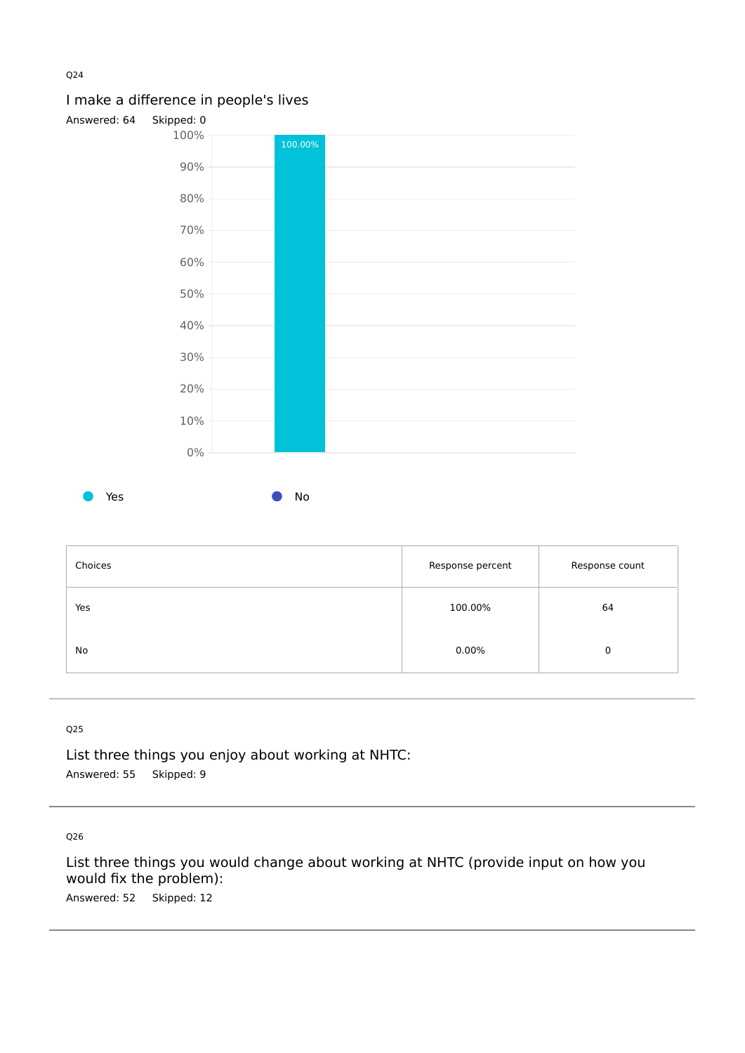Q24

## I make a difference in people's lives

Answered: 64 Skipped: 0

100%
90%
80%
70%
60%
50%
40%
30%
20%
10%
0%

100.00%

Yes
No

| Choices | Response percent | Response count |
|---|---|---|
| Yes | 100.00% | 64 |
| No | 0.00% | 0 |

---

Q25

## List three things you enjoy about working at NHTC:

Answered: 55 Skipped: 9

---

Q26

## List three things you would change about working at NHTC (provide input on how you would fix the problem):

Answered: 52 Skipped: 12